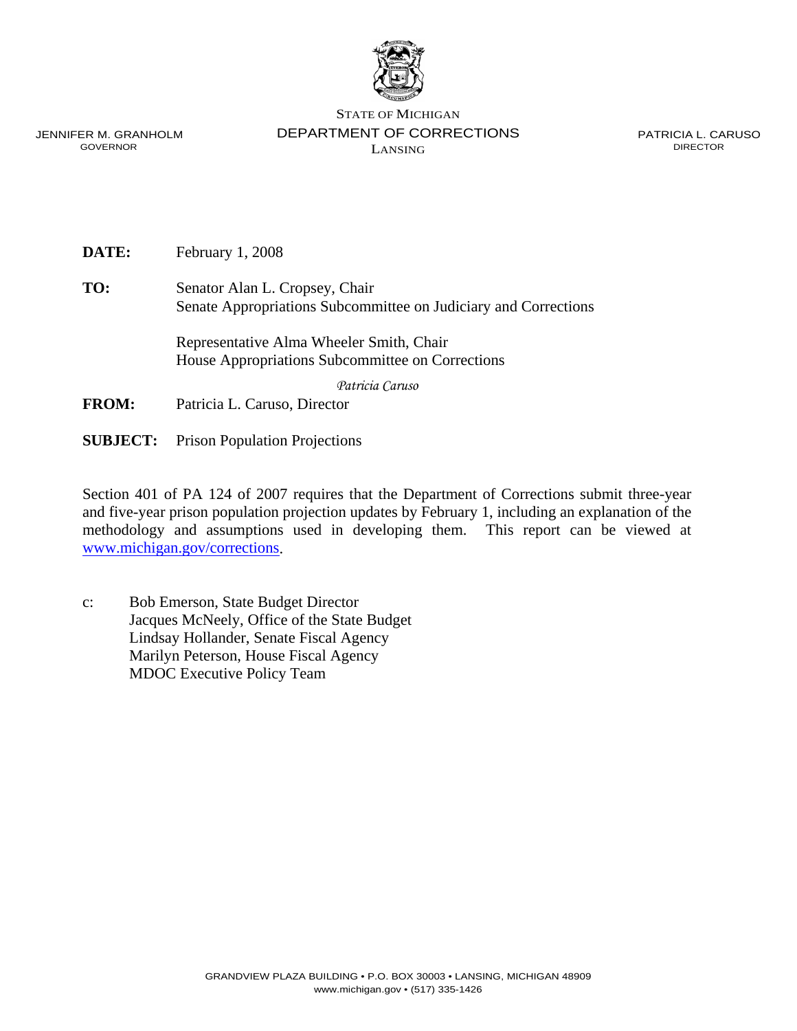STATE OF MICHIGAN
DEPARTMENT OF CORRECTIONS
LANSING

JENNIFER M. GRANHOLM
GOVERNOR

PATRICIA L. CARUSO
DIRECTOR

**DATE:** February 1, 2008

**TO:** Senator Alan L. Cropsey, Chair
Senate Appropriations Subcommittee on Judiciary and Corrections

Representative Alma Wheeler Smith, Chair
House Appropriations Subcommittee on Corrections

*Patricia Caruso*

**FROM:** Patricia L. Caruso, Director

**SUBJECT:** Prison Population Projections

Section 401 of PA 124 of 2007 requires that the Department of Corrections submit three-year and five-year prison population projection updates by February 1, including an explanation of the methodology and assumptions used in developing them. This report can be viewed at www.michigan.gov/corrections.

c: Bob Emerson, State Budget Director
Jacques McNeely, Office of the State Budget
Lindsay Hollander, Senate Fiscal Agency
Marilyn Peterson, House Fiscal Agency
MDOC Executive Policy Team

GRANDVIEW PLAZA BUILDING • P.O. BOX 30003 • LANSING, MICHIGAN 48909
www.michigan.gov • (517) 335-1426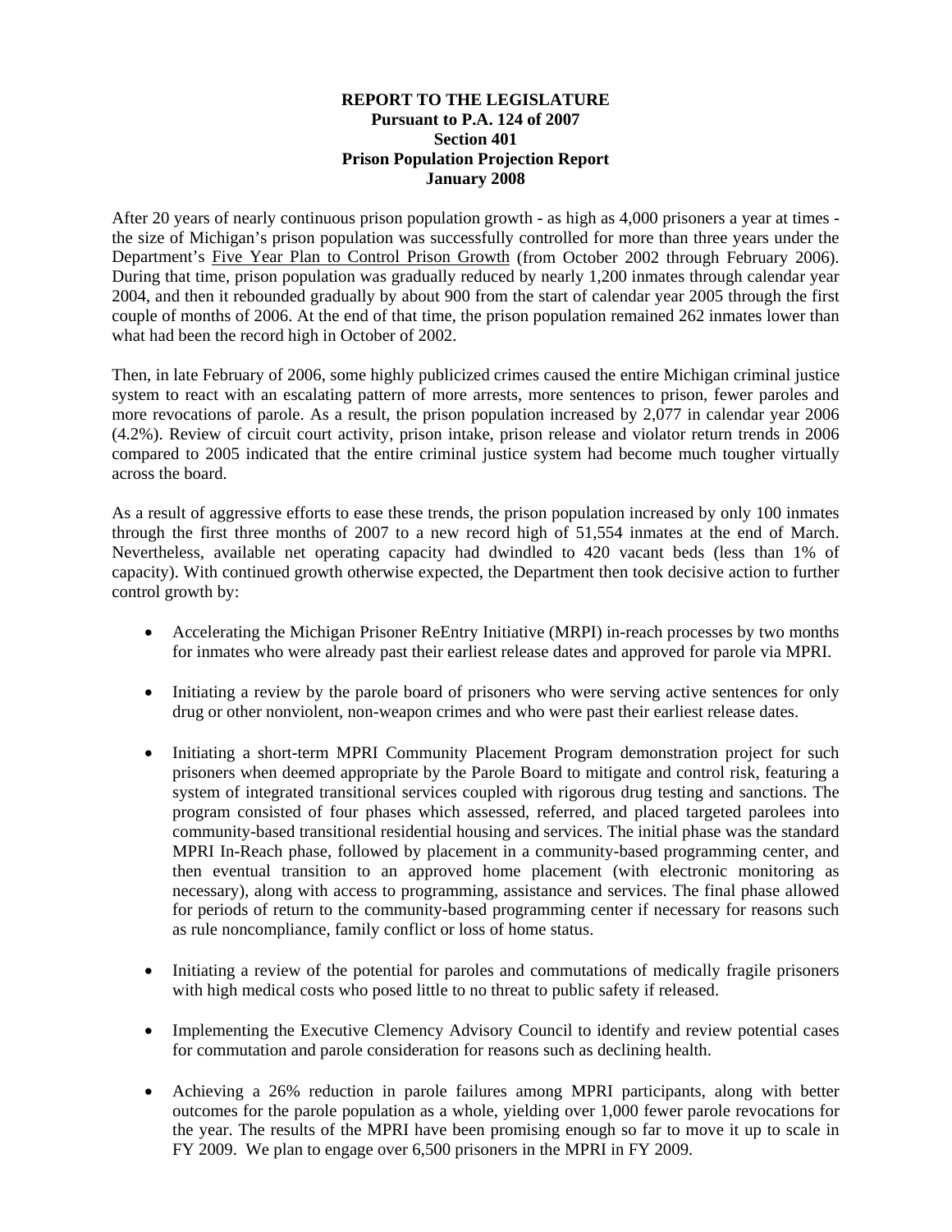**REPORT TO THE LEGISLATURE**
**Pursuant to P.A. 124 of 2007**
**Section 401**
**Prison Population Projection Report**
**January 2008**

After 20 years of nearly continuous prison population growth - as high as 4,000 prisoners a year at times - the size of Michigan's prison population was successfully controlled for more than three years under the Department's Five Year Plan to Control Prison Growth (from October 2002 through February 2006). During that time, prison population was gradually reduced by nearly 1,200 inmates through calendar year 2004, and then it rebounded gradually by about 900 from the start of calendar year 2005 through the first couple of months of 2006. At the end of that time, the prison population remained 262 inmates lower than what had been the record high in October of 2002.

Then, in late February of 2006, some highly publicized crimes caused the entire Michigan criminal justice system to react with an escalating pattern of more arrests, more sentences to prison, fewer paroles and more revocations of parole. As a result, the prison population increased by 2,077 in calendar year 2006 (4.2%). Review of circuit court activity, prison intake, prison release and violator return trends in 2006 compared to 2005 indicated that the entire criminal justice system had become much tougher virtually across the board.

As a result of aggressive efforts to ease these trends, the prison population increased by only 100 inmates through the first three months of 2007 to a new record high of 51,554 inmates at the end of March. Nevertheless, available net operating capacity had dwindled to 420 vacant beds (less than 1% of capacity). With continued growth otherwise expected, the Department then took decisive action to further control growth by:

- Accelerating the Michigan Prisoner ReEntry Initiative (MRPI) in-reach processes by two months for inmates who were already past their earliest release dates and approved for parole via MPRI.
- Initiating a review by the parole board of prisoners who were serving active sentences for only drug or other nonviolent, non-weapon crimes and who were past their earliest release dates.
- Initiating a short-term MPRI Community Placement Program demonstration project for such prisoners when deemed appropriate by the Parole Board to mitigate and control risk, featuring a system of integrated transitional services coupled with rigorous drug testing and sanctions. The program consisted of four phases which assessed, referred, and placed targeted parolees into community-based transitional residential housing and services. The initial phase was the standard MPRI In-Reach phase, followed by placement in a community-based programming center, and then eventual transition to an approved home placement (with electronic monitoring as necessary), along with access to programming, assistance and services. The final phase allowed for periods of return to the community-based programming center if necessary for reasons such as rule noncompliance, family conflict or loss of home status.
- Initiating a review of the potential for paroles and commutations of medically fragile prisoners with high medical costs who posed little to no threat to public safety if released.
- Implementing the Executive Clemency Advisory Council to identify and review potential cases for commutation and parole consideration for reasons such as declining health.
- Achieving a 26% reduction in parole failures among MPRI participants, along with better outcomes for the parole population as a whole, yielding over 1,000 fewer parole revocations for the year. The results of the MPRI have been promising enough so far to move it up to scale in FY 2009. We plan to engage over 6,500 prisoners in the MPRI in FY 2009.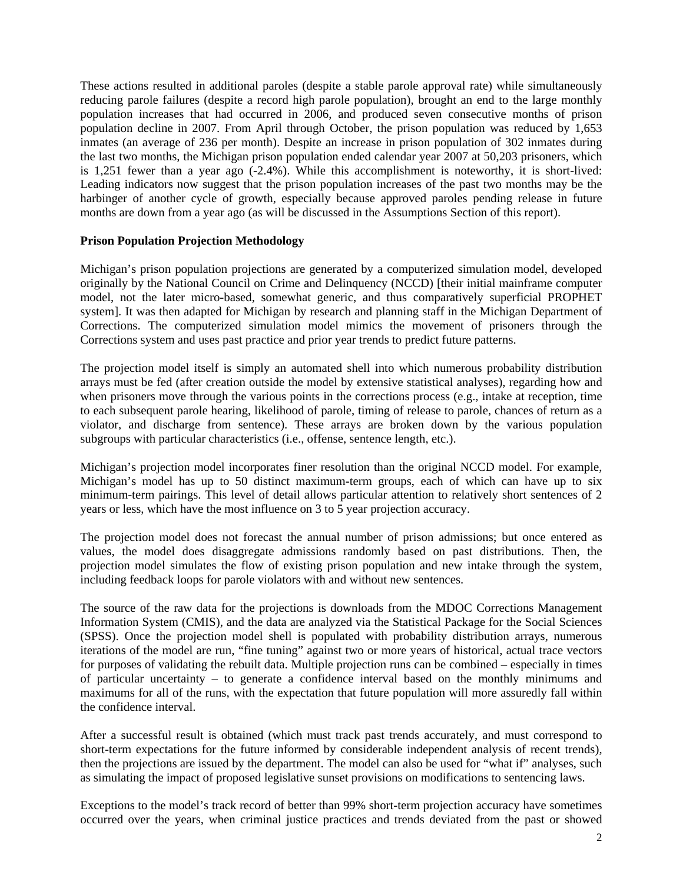These actions resulted in additional paroles (despite a stable parole approval rate) while simultaneously reducing parole failures (despite a record high parole population), brought an end to the large monthly population increases that had occurred in 2006, and produced seven consecutive months of prison population decline in 2007. From April through October, the prison population was reduced by 1,653 inmates (an average of 236 per month). Despite an increase in prison population of 302 inmates during the last two months, the Michigan prison population ended calendar year 2007 at 50,203 prisoners, which is 1,251 fewer than a year ago (-2.4%). While this accomplishment is noteworthy, it is short-lived: Leading indicators now suggest that the prison population increases of the past two months may be the harbinger of another cycle of growth, especially because approved paroles pending release in future months are down from a year ago (as will be discussed in the Assumptions Section of this report).

**Prison Population Projection Methodology**

Michigan's prison population projections are generated by a computerized simulation model, developed originally by the National Council on Crime and Delinquency (NCCD) [their initial mainframe computer model, not the later micro-based, somewhat generic, and thus comparatively superficial PROPHET system]. It was then adapted for Michigan by research and planning staff in the Michigan Department of Corrections. The computerized simulation model mimics the movement of prisoners through the Corrections system and uses past practice and prior year trends to predict future patterns.

The projection model itself is simply an automated shell into which numerous probability distribution arrays must be fed (after creation outside the model by extensive statistical analyses), regarding how and when prisoners move through the various points in the corrections process (e.g., intake at reception, time to each subsequent parole hearing, likelihood of parole, timing of release to parole, chances of return as a violator, and discharge from sentence). These arrays are broken down by the various population subgroups with particular characteristics (i.e., offense, sentence length, etc.).

Michigan's projection model incorporates finer resolution than the original NCCD model. For example, Michigan's model has up to 50 distinct maximum-term groups, each of which can have up to six minimum-term pairings. This level of detail allows particular attention to relatively short sentences of 2 years or less, which have the most influence on 3 to 5 year projection accuracy.

The projection model does not forecast the annual number of prison admissions; but once entered as values, the model does disaggregate admissions randomly based on past distributions. Then, the projection model simulates the flow of existing prison population and new intake through the system, including feedback loops for parole violators with and without new sentences.

The source of the raw data for the projections is downloads from the MDOC Corrections Management Information System (CMIS), and the data are analyzed via the Statistical Package for the Social Sciences (SPSS). Once the projection model shell is populated with probability distribution arrays, numerous iterations of the model are run, "fine tuning" against two or more years of historical, actual trace vectors for purposes of validating the rebuilt data. Multiple projection runs can be combined – especially in times of particular uncertainty – to generate a confidence interval based on the monthly minimums and maximums for all of the runs, with the expectation that future population will more assuredly fall within the confidence interval.

After a successful result is obtained (which must track past trends accurately, and must correspond to short-term expectations for the future informed by considerable independent analysis of recent trends), then the projections are issued by the department. The model can also be used for "what if" analyses, such as simulating the impact of proposed legislative sunset provisions on modifications to sentencing laws.

Exceptions to the model's track record of better than 99% short-term projection accuracy have sometimes occurred over the years, when criminal justice practices and trends deviated from the past or showed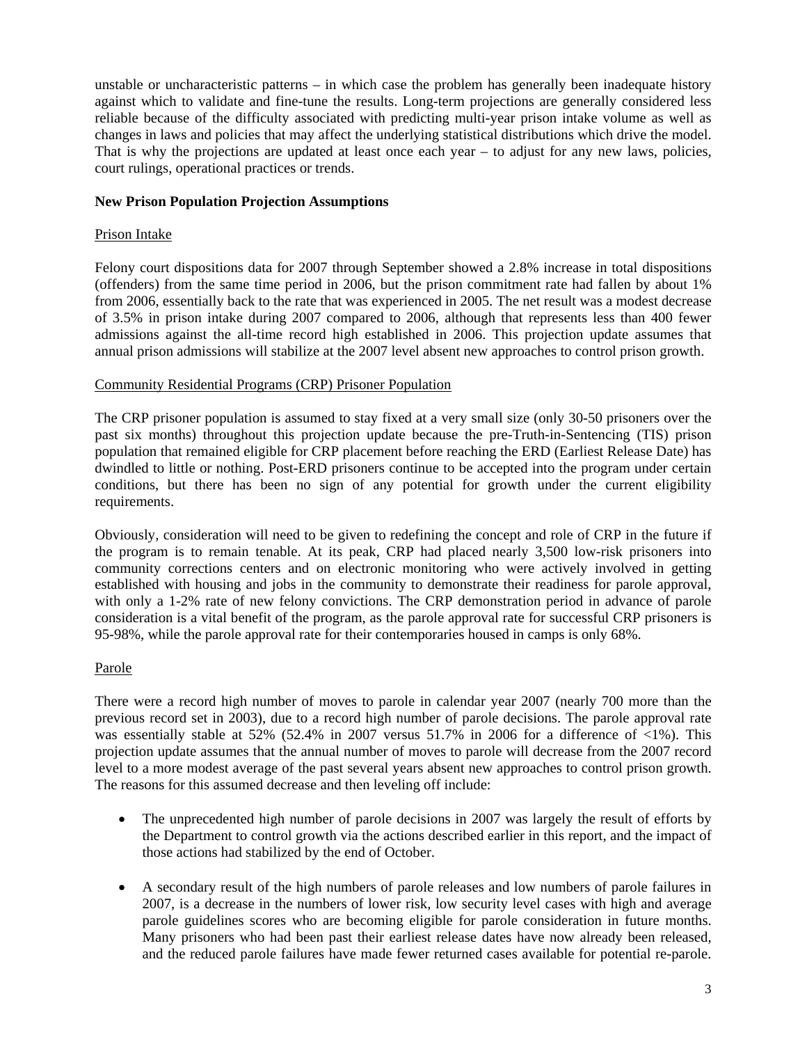unstable or uncharacteristic patterns – in which case the problem has generally been inadequate history against which to validate and fine-tune the results. Long-term projections are generally considered less reliable because of the difficulty associated with predicting multi-year prison intake volume as well as changes in laws and policies that may affect the underlying statistical distributions which drive the model. That is why the projections are updated at least once each year – to adjust for any new laws, policies, court rulings, operational practices or trends.

**New Prison Population Projection Assumptions**

Prison Intake

Felony court dispositions data for 2007 through September showed a 2.8% increase in total dispositions (offenders) from the same time period in 2006, but the prison commitment rate had fallen by about 1% from 2006, essentially back to the rate that was experienced in 2005. The net result was a modest decrease of 3.5% in prison intake during 2007 compared to 2006, although that represents less than 400 fewer admissions against the all-time record high established in 2006. This projection update assumes that annual prison admissions will stabilize at the 2007 level absent new approaches to control prison growth.

Community Residential Programs (CRP) Prisoner Population

The CRP prisoner population is assumed to stay fixed at a very small size (only 30-50 prisoners over the past six months) throughout this projection update because the pre-Truth-in-Sentencing (TIS) prison population that remained eligible for CRP placement before reaching the ERD (Earliest Release Date) has dwindled to little or nothing. Post-ERD prisoners continue to be accepted into the program under certain conditions, but there has been no sign of any potential for growth under the current eligibility requirements.

Obviously, consideration will need to be given to redefining the concept and role of CRP in the future if the program is to remain tenable. At its peak, CRP had placed nearly 3,500 low-risk prisoners into community corrections centers and on electronic monitoring who were actively involved in getting established with housing and jobs in the community to demonstrate their readiness for parole approval, with only a 1-2% rate of new felony convictions. The CRP demonstration period in advance of parole consideration is a vital benefit of the program, as the parole approval rate for successful CRP prisoners is 95-98%, while the parole approval rate for their contemporaries housed in camps is only 68%.

Parole

There were a record high number of moves to parole in calendar year 2007 (nearly 700 more than the previous record set in 2003), due to a record high number of parole decisions. The parole approval rate was essentially stable at 52% (52.4% in 2007 versus 51.7% in 2006 for a difference of <1%). This projection update assumes that the annual number of moves to parole will decrease from the 2007 record level to a more modest average of the past several years absent new approaches to control prison growth. The reasons for this assumed decrease and then leveling off include:

- The unprecedented high number of parole decisions in 2007 was largely the result of efforts by the Department to control growth via the actions described earlier in this report, and the impact of those actions had stabilized by the end of October.

- A secondary result of the high numbers of parole releases and low numbers of parole failures in 2007, is a decrease in the numbers of lower risk, low security level cases with high and average parole guidelines scores who are becoming eligible for parole consideration in future months. Many prisoners who had been past their earliest release dates have now already been released, and the reduced parole failures have made fewer returned cases available for potential re-parole.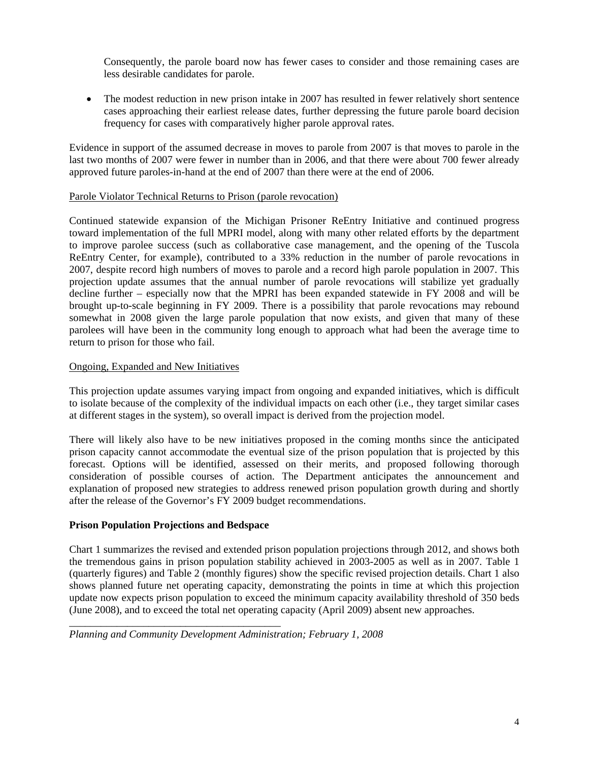Consequently, the parole board now has fewer cases to consider and those remaining cases are less desirable candidates for parole.

- The modest reduction in new prison intake in 2007 has resulted in fewer relatively short sentence cases approaching their earliest release dates, further depressing the future parole board decision frequency for cases with comparatively higher parole approval rates.

Evidence in support of the assumed decrease in moves to parole from 2007 is that moves to parole in the last two months of 2007 were fewer in number than in 2006, and that there were about 700 fewer already approved future paroles-in-hand at the end of 2007 than there were at the end of 2006.

<u>Parole Violator Technical Returns to Prison (parole revocation)</u>

Continued statewide expansion of the Michigan Prisoner ReEntry Initiative and continued progress toward implementation of the full MPRI model, along with many other related efforts by the department to improve parolee success (such as collaborative case management, and the opening of the Tuscola ReEntry Center, for example), contributed to a 33% reduction in the number of parole revocations in 2007, despite record high numbers of moves to parole and a record high parole population in 2007. This projection update assumes that the annual number of parole revocations will stabilize yet gradually decline further – especially now that the MPRI has been expanded statewide in FY 2008 and will be brought up-to-scale beginning in FY 2009. There is a possibility that parole revocations may rebound somewhat in 2008 given the large parole population that now exists, and given that many of these parolees will have been in the community long enough to approach what had been the average time to return to prison for those who fail.

<u>Ongoing, Expanded and New Initiatives</u>

This projection update assumes varying impact from ongoing and expanded initiatives, which is difficult to isolate because of the complexity of the individual impacts on each other (i.e., they target similar cases at different stages in the system), so overall impact is derived from the projection model.

There will likely also have to be new initiatives proposed in the coming months since the anticipated prison capacity cannot accommodate the eventual size of the prison population that is projected by this forecast. Options will be identified, assessed on their merits, and proposed following thorough consideration of possible courses of action. The Department anticipates the announcement and explanation of proposed new strategies to address renewed prison population growth during and shortly after the release of the Governor's FY 2009 budget recommendations.

**Prison Population Projections and Bedspace**

Chart 1 summarizes the revised and extended prison population projections through 2012, and shows both the tremendous gains in prison population stability achieved in 2003-2005 as well as in 2007. Table 1 (quarterly figures) and Table 2 (monthly figures) show the specific revised projection details. Chart 1 also shows planned future net operating capacity, demonstrating the points in time at which this projection update now expects prison population to exceed the minimum capacity availability threshold of 350 beds (June 2008), and to exceed the total net operating capacity (April 2009) absent new approaches.

*Planning and Community Development Administration; February 1, 2008*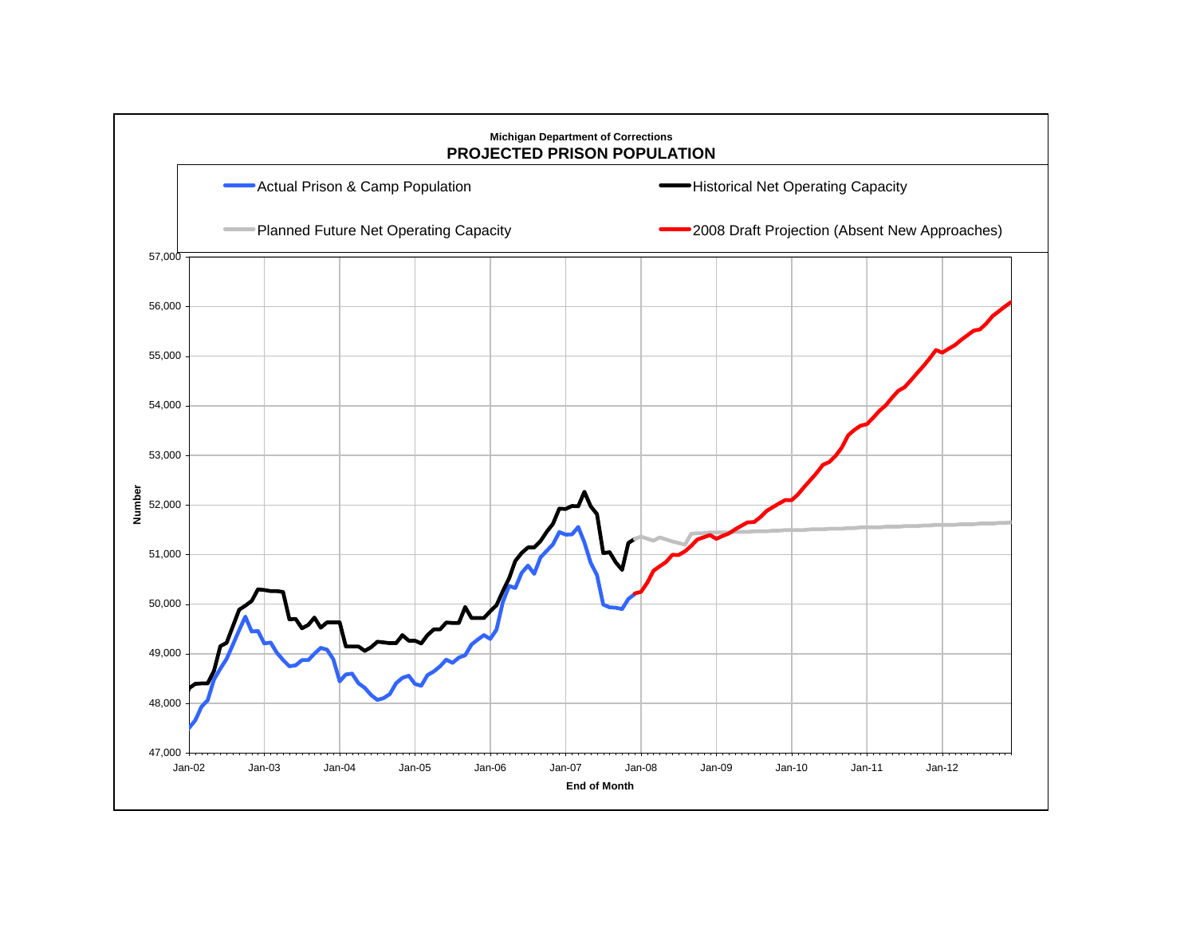Michigan Department of Corrections

**PROJECTED PRISON POPULATION**

- Actual Prison & Camp Population
- Historical Net Operating Capacity
- Planned Future Net Operating Capacity
- 2008 Draft Projection (Absent New Approaches)

Number: 47,000 – 57,000

End of Month: Jan-02 – Jan-12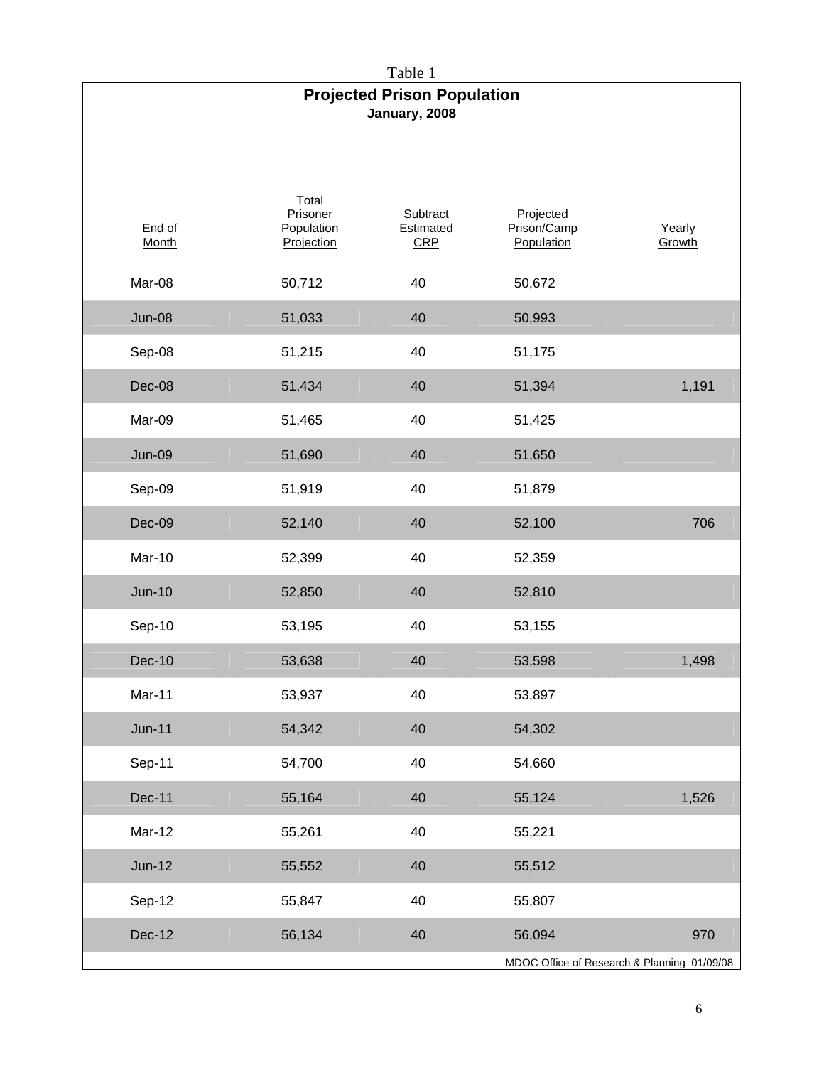Table 1

## Projected Prison Population

**January, 2008**

| End of Month | Total Prisoner Population Projection | Subtract Estimated CRP | Projected Prison/Camp Population | Yearly Growth |
|---|---|---|---|---|
| Mar-08 | 50,712 | 40 | 50,672 | |
| Jun-08 | 51,033 | 40 | 50,993 | |
| Sep-08 | 51,215 | 40 | 51,175 | |
| Dec-08 | 51,434 | 40 | 51,394 | 1,191 |
| Mar-09 | 51,465 | 40 | 51,425 | |
| Jun-09 | 51,690 | 40 | 51,650 | |
| Sep-09 | 51,919 | 40 | 51,879 | |
| Dec-09 | 52,140 | 40 | 52,100 | 706 |
| Mar-10 | 52,399 | 40 | 52,359 | |
| Jun-10 | 52,850 | 40 | 52,810 | |
| Sep-10 | 53,195 | 40 | 53,155 | |
| Dec-10 | 53,638 | 40 | 53,598 | 1,498 |
| Mar-11 | 53,937 | 40 | 53,897 | |
| Jun-11 | 54,342 | 40 | 54,302 | |
| Sep-11 | 54,700 | 40 | 54,660 | |
| Dec-11 | 55,164 | 40 | 55,124 | 1,526 |
| Mar-12 | 55,261 | 40 | 55,221 | |
| Jun-12 | 55,552 | 40 | 55,512 | |
| Sep-12 | 55,847 | 40 | 55,807 | |
| Dec-12 | 56,134 | 40 | 56,094 | 970 |

MDOC Office of Research & Planning 01/09/08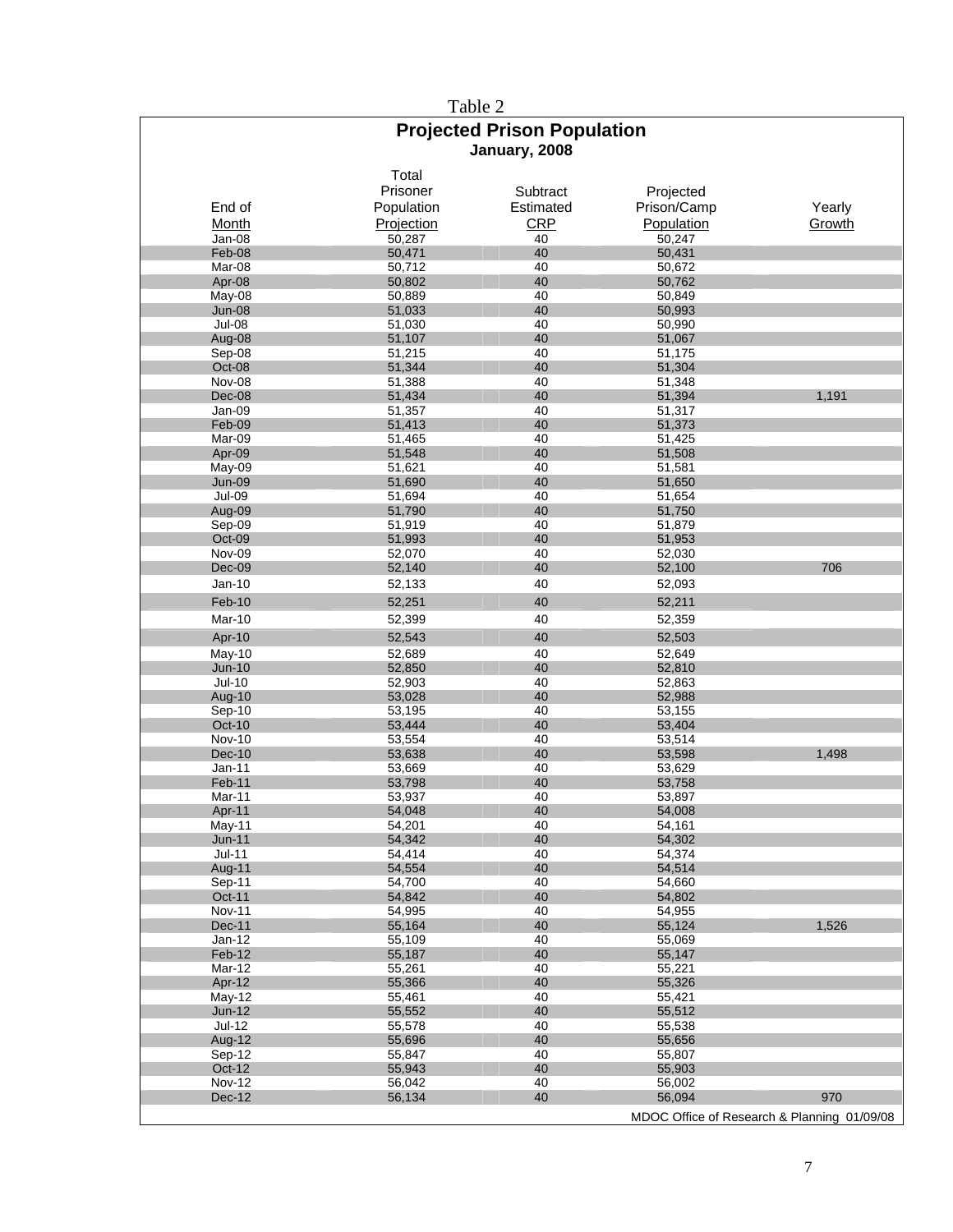Table 2

## Projected Prison Population

**January, 2008**

| End of Month | Total Prisoner Population Projection | Subtract Estimated CRP | Projected Prison/Camp Population | Yearly Growth |
|---|---|---|---|---|
| Jan-08 | 50,287 | 40 | 50,247 | |
| Feb-08 | 50,471 | 40 | 50,431 | |
| Mar-08 | 50,712 | 40 | 50,672 | |
| Apr-08 | 50,802 | 40 | 50,762 | |
| May-08 | 50,889 | 40 | 50,849 | |
| Jun-08 | 51,033 | 40 | 50,993 | |
| Jul-08 | 51,030 | 40 | 50,990 | |
| Aug-08 | 51,107 | 40 | 51,067 | |
| Sep-08 | 51,215 | 40 | 51,175 | |
| Oct-08 | 51,344 | 40 | 51,304 | |
| Nov-08 | 51,388 | 40 | 51,348 | |
| Dec-08 | 51,434 | 40 | 51,394 | 1,191 |
| Jan-09 | 51,357 | 40 | 51,317 | |
| Feb-09 | 51,413 | 40 | 51,373 | |
| Mar-09 | 51,465 | 40 | 51,425 | |
| Apr-09 | 51,548 | 40 | 51,508 | |
| May-09 | 51,621 | 40 | 51,581 | |
| Jun-09 | 51,690 | 40 | 51,650 | |
| Jul-09 | 51,694 | 40 | 51,654 | |
| Aug-09 | 51,790 | 40 | 51,750 | |
| Sep-09 | 51,919 | 40 | 51,879 | |
| Oct-09 | 51,993 | 40 | 51,953 | |
| Nov-09 | 52,070 | 40 | 52,030 | |
| Dec-09 | 52,140 | 40 | 52,100 | 706 |
| Jan-10 | 52,133 | 40 | 52,093 | |
| Feb-10 | 52,251 | 40 | 52,211 | |
| Mar-10 | 52,399 | 40 | 52,359 | |
| Apr-10 | 52,543 | 40 | 52,503 | |
| May-10 | 52,689 | 40 | 52,649 | |
| Jun-10 | 52,850 | 40 | 52,810 | |
| Jul-10 | 52,903 | 40 | 52,863 | |
| Aug-10 | 53,028 | 40 | 52,988 | |
| Sep-10 | 53,195 | 40 | 53,155 | |
| Oct-10 | 53,444 | 40 | 53,404 | |
| Nov-10 | 53,554 | 40 | 53,514 | |
| Dec-10 | 53,638 | 40 | 53,598 | 1,498 |
| Jan-11 | 53,669 | 40 | 53,629 | |
| Feb-11 | 53,798 | 40 | 53,758 | |
| Mar-11 | 53,937 | 40 | 53,897 | |
| Apr-11 | 54,048 | 40 | 54,008 | |
| May-11 | 54,201 | 40 | 54,161 | |
| Jun-11 | 54,342 | 40 | 54,302 | |
| Jul-11 | 54,414 | 40 | 54,374 | |
| Aug-11 | 54,554 | 40 | 54,514 | |
| Sep-11 | 54,700 | 40 | 54,660 | |
| Oct-11 | 54,842 | 40 | 54,802 | |
| Nov-11 | 54,995 | 40 | 54,955 | |
| Dec-11 | 55,164 | 40 | 55,124 | 1,526 |
| Jan-12 | 55,109 | 40 | 55,069 | |
| Feb-12 | 55,187 | 40 | 55,147 | |
| Mar-12 | 55,261 | 40 | 55,221 | |
| Apr-12 | 55,366 | 40 | 55,326 | |
| May-12 | 55,461 | 40 | 55,421 | |
| Jun-12 | 55,552 | 40 | 55,512 | |
| Jul-12 | 55,578 | 40 | 55,538 | |
| Aug-12 | 55,696 | 40 | 55,656 | |
| Sep-12 | 55,847 | 40 | 55,807 | |
| Oct-12 | 55,943 | 40 | 55,903 | |
| Nov-12 | 56,042 | 40 | 56,002 | |
| Dec-12 | 56,134 | 40 | 56,094 | 970 |

MDOC Office of Research & Planning 01/09/08